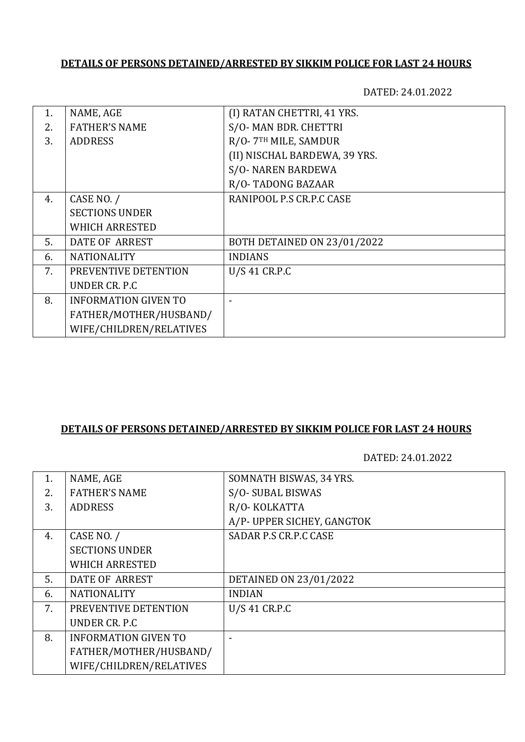**DETAILS OF PERSONS DETAINED/ARRESTED BY SIKKIM POLICE FOR LAST 24 HOURS**

DATED: 24.01.2022

| | | |
|---|---|---|
| 1.<br>2.<br>3. | NAME, AGE<br>FATHER'S NAME<br>ADDRESS | (I) RATAN CHETTRI, 41 YRS.<br>S/O- MAN BDR. CHETTRI<br>R/O- 7TH MILE, SAMDUR<br>(II) NISCHAL BARDEWA, 39 YRS.<br>S/O- NAREN BARDEWA<br>R/O- TADONG BAZAAR |
| 4. | CASE NO. /<br>SECTIONS UNDER<br>WHICH ARRESTED | RANIPOOL P.S CR.P.C CASE |
| 5. | DATE OF ARREST | BOTH DETAINED ON 23/01/2022 |
| 6. | NATIONALITY | INDIANS |
| 7. | PREVENTIVE DETENTION<br>UNDER CR. P.C | U/S 41 CR.P.C |
| 8. | INFORMATION GIVEN TO<br>FATHER/MOTHER/HUSBAND/<br>WIFE/CHILDREN/RELATIVES | - |

**DETAILS OF PERSONS DETAINED/ARRESTED BY SIKKIM POLICE FOR LAST 24 HOURS**

DATED: 24.01.2022

| | | |
|---|---|---|
| 1.<br>2.<br>3. | NAME, AGE<br>FATHER'S NAME<br>ADDRESS | SOMNATH BISWAS, 34 YRS.<br>S/O- SUBAL BISWAS<br>R/O- KOLKATTA<br>A/P- UPPER SICHEY, GANGTOK |
| 4. | CASE NO. /<br>SECTIONS UNDER<br>WHICH ARRESTED | SADAR P.S CR.P.C CASE |
| 5. | DATE OF ARREST | DETAINED ON 23/01/2022 |
| 6. | NATIONALITY | INDIAN |
| 7. | PREVENTIVE DETENTION<br>UNDER CR. P.C | U/S 41 CR.P.C |
| 8. | INFORMATION GIVEN TO<br>FATHER/MOTHER/HUSBAND/<br>WIFE/CHILDREN/RELATIVES | - |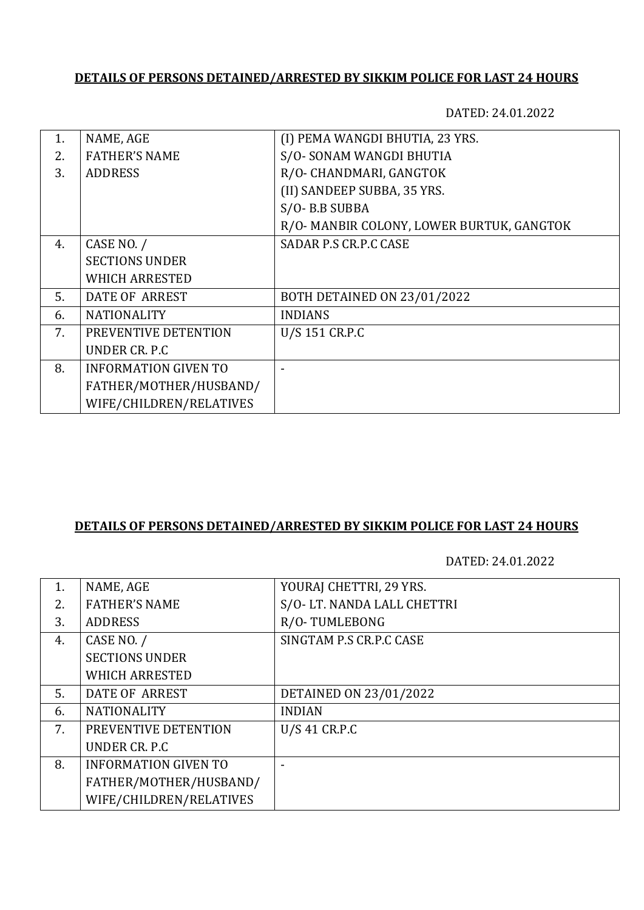**DETAILS OF PERSONS DETAINED/ARRESTED BY SIKKIM POLICE FOR LAST 24 HOURS**

DATED: 24.01.2022

| | | |
|---|---|---|
| 1.<br>2.<br>3. | NAME, AGE<br>FATHER'S NAME<br>ADDRESS | (I) PEMA WANGDI BHUTIA, 23 YRS.<br>S/O- SONAM WANGDI BHUTIA<br>R/O- CHANDMARI, GANGTOK<br>(II) SANDEEP SUBBA, 35 YRS.<br>S/O- B.B SUBBA<br>R/O- MANBIR COLONY, LOWER BURTUK, GANGTOK |
| 4. | CASE NO. /<br>SECTIONS UNDER<br>WHICH ARRESTED | SADAR P.S CR.P.C CASE |
| 5. | DATE OF ARREST | BOTH DETAINED ON 23/01/2022 |
| 6. | NATIONALITY | INDIANS |
| 7. | PREVENTIVE DETENTION<br>UNDER CR. P.C | U/S 151 CR.P.C |
| 8. | INFORMATION GIVEN TO<br>FATHER/MOTHER/HUSBAND/<br>WIFE/CHILDREN/RELATIVES | - |

**DETAILS OF PERSONS DETAINED/ARRESTED BY SIKKIM POLICE FOR LAST 24 HOURS**

DATED: 24.01.2022

| | | |
|---|---|---|
| 1.<br>2.<br>3. | NAME, AGE<br>FATHER'S NAME<br>ADDRESS | YOURAJ CHETTRI, 29 YRS.<br>S/O- LT. NANDA LALL CHETTRI<br>R/O- TUMLEBONG |
| 4. | CASE NO. /<br>SECTIONS UNDER<br>WHICH ARRESTED | SINGTAM P.S CR.P.C CASE |
| 5. | DATE OF ARREST | DETAINED ON 23/01/2022 |
| 6. | NATIONALITY | INDIAN |
| 7. | PREVENTIVE DETENTION<br>UNDER CR. P.C | U/S 41 CR.P.C |
| 8. | INFORMATION GIVEN TO<br>FATHER/MOTHER/HUSBAND/<br>WIFE/CHILDREN/RELATIVES | - |